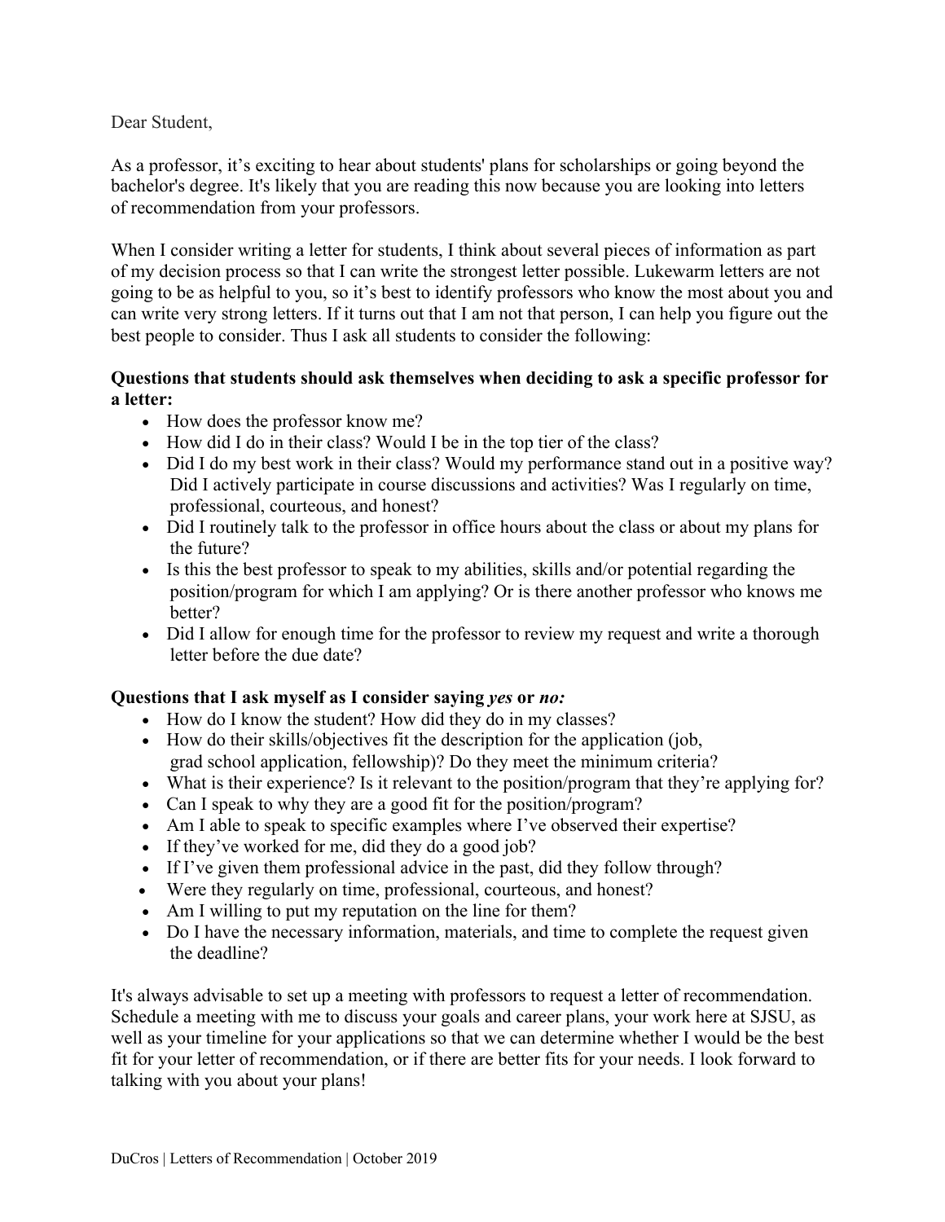Dear Student,

As a professor, it's exciting to hear about students' plans for scholarships or going beyond the bachelor's degree. It's likely that you are reading this now because you are looking into letters of recommendation from your professors.

When I consider writing a letter for students, I think about several pieces of information as part of my decision process so that I can write the strongest letter possible. Lukewarm letters are not going to be as helpful to you, so it's best to identify professors who know the most about you and can write very strong letters. If it turns out that I am not that person, I can help you figure out the best people to consider. Thus I ask all students to consider the following:

**Questions that students should ask themselves when deciding to ask a specific professor for a letter:**

- How does the professor know me?
- How did I do in their class? Would I be in the top tier of the class?
- Did I do my best work in their class? Would my performance stand out in a positive way? Did I actively participate in course discussions and activities? Was I regularly on time, professional, courteous, and honest?
- Did I routinely talk to the professor in office hours about the class or about my plans for the future?
- Is this the best professor to speak to my abilities, skills and/or potential regarding the position/program for which I am applying? Or is there another professor who knows me better?
- Did I allow for enough time for the professor to review my request and write a thorough letter before the due date?

**Questions that I ask myself as I consider saying *yes* or *no:***

- How do I know the student? How did they do in my classes?
- How do their skills/objectives fit the description for the application (job, grad school application, fellowship)? Do they meet the minimum criteria?
- What is their experience? Is it relevant to the position/program that they're applying for?
- Can I speak to why they are a good fit for the position/program?
- Am I able to speak to specific examples where I've observed their expertise?
- If they've worked for me, did they do a good job?
- If I've given them professional advice in the past, did they follow through?
- Were they regularly on time, professional, courteous, and honest?
- Am I willing to put my reputation on the line for them?
- Do I have the necessary information, materials, and time to complete the request given the deadline?

It's always advisable to set up a meeting with professors to request a letter of recommendation. Schedule a meeting with me to discuss your goals and career plans, your work here at SJSU, as well as your timeline for your applications so that we can determine whether I would be the best fit for your letter of recommendation, or if there are better fits for your needs. I look forward to talking with you about your plans!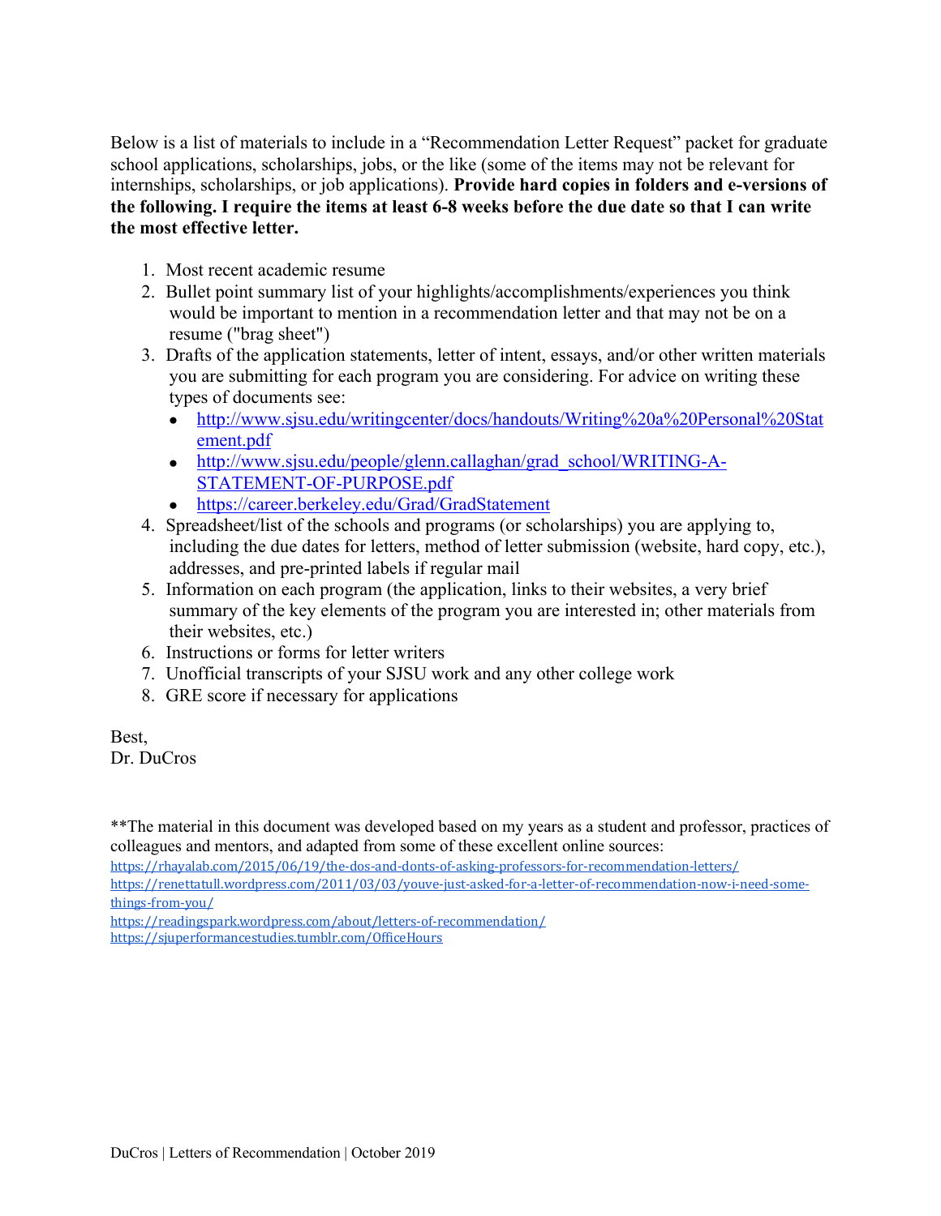Below is a list of materials to include in a "Recommendation Letter Request" packet for graduate school applications, scholarships, jobs, or the like (some of the items may not be relevant for internships, scholarships, or job applications). **Provide hard copies in folders and e-versions of the following. I require the items at least 6-8 weeks before the due date so that I can write the most effective letter.**

1. Most recent academic resume
2. Bullet point summary list of your highlights/accomplishments/experiences you think would be important to mention in a recommendation letter and that may not be on a resume ("brag sheet")
3. Drafts of the application statements, letter of intent, essays, and/or other written materials you are submitting for each program you are considering. For advice on writing these types of documents see:
   - http://www.sjsu.edu/writingcenter/docs/handouts/Writing%20a%20Personal%20Statement.pdf
   - http://www.sjsu.edu/people/glenn.callaghan/grad_school/WRITING-A-STATEMENT-OF-PURPOSE.pdf
   - https://career.berkeley.edu/Grad/GradStatement
4. Spreadsheet/list of the schools and programs (or scholarships) you are applying to, including the due dates for letters, method of letter submission (website, hard copy, etc.), addresses, and pre-printed labels if regular mail
5. Information on each program (the application, links to their websites, a very brief summary of the key elements of the program you are interested in; other materials from their websites, etc.)
6. Instructions or forms for letter writers
7. Unofficial transcripts of your SJSU work and any other college work
8. GRE score if necessary for applications

Best,
Dr. DuCros

**The material in this document was developed based on my years as a student and professor, practices of colleagues and mentors, and adapted from some of these excellent online sources:
https://rhayalab.com/2015/06/19/the-dos-and-donts-of-asking-professors-for-recommendation-letters/
https://renettatull.wordpress.com/2011/03/03/youve-just-asked-for-a-letter-of-recommendation-now-i-need-some-things-from-you/
https://readingspark.wordpress.com/about/letters-of-recommendation/
https://sjuperformancestudies.tumblr.com/OfficeHours